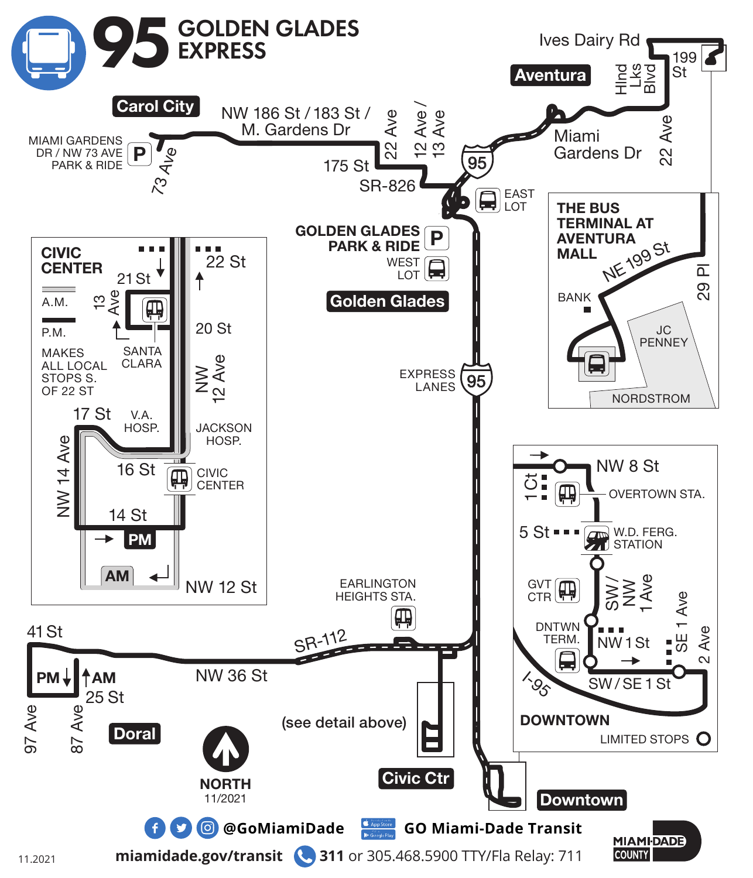# 95 GOLDEN GLADES EXPRESS

Carol City

MIAMI GARDENS DR / NW 73 AVE PARK & RIDE

73 Ave

NW 186 St / 183 St / M. Gardens Dr

22 Ave

12 Ave / 13 Ave

175 St

SR-826

Ives Dairy Rd

Aventura

Hlnd Lks Blvd

199 St

Miami Gardens Dr

22 Ave

EAST LOT

GOLDEN GLADES PARK & RIDE

WEST LOT

Golden Glades

EXPRESS LANES

95

**THE BUS TERMINAL AT AVENTURA MALL**

NE 199 St

29 Pl

BANK

JC PENNEY

NORDSTROM

**CIVIC CENTER**

A.M.

P.M.

MAKES ALL LOCAL STOPS S. OF 22 ST

21 St

13 Ave

SANTA CLARA

22 St

20 St

NW 12 Ave

17 St

V.A. HOSP.

JACKSON HOSP.

16 St

CIVIC CENTER

NW 14 Ave

14 St

PM

AM

NW 12 St

NW 8 St

1 Ct

OVERTOWN STA.

5 St

W.D. FERG. STATION

GVT CTR

SW / NW 1 Ave

DNTWN TERM.

NW 1 St

SE 1 Ave

2 Ave

I-95

SW / SE 1 St

**DOWNTOWN**

LIMITED STOPS

41 St

PM

AM

25 St

97 Ave

87 Ave

Doral

NW 36 St

SR-112

EARLINGTON HEIGHTS STA.

(see detail above)

Civic Ctr

Downtown

NORTH

11/2021

@GoMiamiDade

GO Miami-Dade Transit

miamidade.gov/transit

311 or 305.468.5900 TTY/Fla Relay: 711

MIAMI-DADE COUNTY

11.2021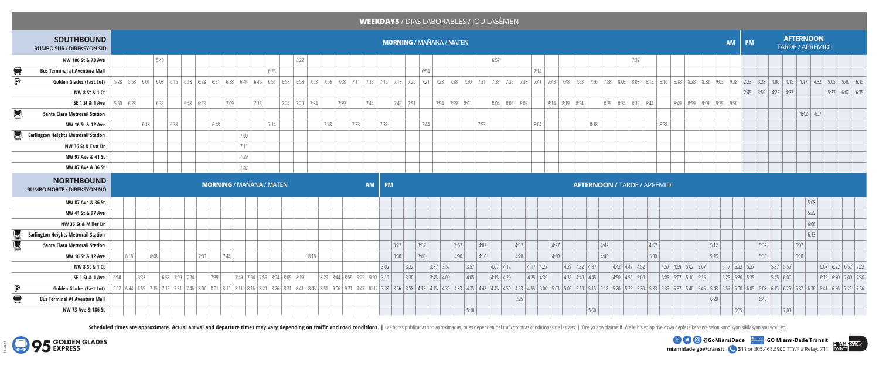## WEEKDAYS / DIAS LABORABLES / JOU LASÈMEN

| SOUTHBOUND RUMBO SUR / DIREKSYON SID | MORNING / MAÑANA / MATEN (AM) | | | | | | | | | | | | | | | | | | | | | | | | | | | | | | | | | | | | | | | | | | | | AFTERNOON / TARDE / APREMIDI (PM) | | | | | | | | |
|---|---|---|---|---|---|---|---|---|---|---|---|---|---|---|---|---|---|---|---|---|---|---|---|---|---|---|---|---|---|---|---|---|---|---|---|---|---|---|---|---|---|---|---|---|---|---|---|---|---|---|---|---|---|
| NW 186 St & 73 Ave | | | | 5:40 | | | | | | | | | | 6:22 | | | | | | | | | | | | | | 6:57 | | | | | | | | | | 7:32 | | | | | | | | | | | | | | | | |
| Bus Terminal at Aventura Mall | | | | | | | | | | | | 6:25 | | | | | | | | | | | 6:54 | | | | | | | | 7:14 | | | | | | | | | | | | | | | | | | | | | | | |
| Golden Glades (East Lot) | 5:28 | 5:58 | 6:01 | 6:08 | 6:16 | 6:18 | 6:28 | 6:31 | 6:38 | 6:44 | 6:45 | 6:51 | 6:53 | 6:58 | 7:03 | 7:06 | 7:08 | 7:11 | 7:13 | 7:16 | 7:18 | 7:20 | 7:21 | 7:23 | 7:28 | 7:30 | 7:31 | 7:33 | 7:35 | 7:38 | 7:41 | 7:43 | 7:48 | 7:53 | 7:56 | 7:58 | 8:03 | 8:08 | 8:13 | 8:16 | 8:18 | 8:28 | 8:38 | 9:03 | 9:28 | 2:23 | 3:28 | 4:00 | 4:15 | 4:17 | 4:32 | 5:05 | 5:40 | 6:15 |
| NW 8 St & 1 Ct | | | | | | | | | | | | | | | | | | | | | | | | | | | | | | | | | | | | | | | | | | | | | | 2:45 | 3:50 | 4:22 | 4:37 | | | 5:27 | 6:02 | 6:35 |
| SE 1 St & 1 Ave | 5:50 | 6:23 | | 6:33 | | 6:43 | 6:53 | | 7:09 | | 7:16 | | 7:24 | 7:29 | 7:34 | | 7:39 | | 7:44 | | 7:49 | 7:51 | | 7:54 | 7:59 | 8:01 | | 8:04 | 8:06 | 8:09 | | 8:14 | 8:19 | 8:24 | | 8:29 | 8:34 | 8:39 | 8:44 | | 8:49 | 8:59 | 9:09 | 9:25 | 9:50 | | | | | | | | | |
| Santa Clara Metrorail Station | | | | | | | | | | | | | | | | | | | | | | | | | | | | | | | | | | | | | | | | | | | | | | | | | | 4:42 | 4:57 | | | |
| NW 16 St & 12 Ave | | | 6:18 | | 6:33 | | | 6:48 | | | | 7:14 | | | | 7:28 | | 7:33 | | 7:38 | | | 7:44 | | | | 7:53 | | | | 8:04 | | | | 8:18 | | | | | 8:38 | | | | | | | | | | | | | | |
| Earlington Heights Metrorail Station | | | | | | | | | | 7:00 | | | | | | | | | | | | | | | | | | | | | | | | | | | | | | | | | | | | | | | | | | | | |
| NW 36 St & East Dr | | | | | | | | | | 7:11 | | | | | | | | | | | | | | | | | | | | | | | | | | | | | | | | | | | | | | | | | | | | |
| NW 97 Ave & 41 St | | | | | | | | | | 7:29 | | | | | | | | | | | | | | | | | | | | | | | | | | | | | | | | | | | | | | | | | | | | |
| NW 87 Ave & 36 St | | | | | | | | | | 7:42 | | | | | | | | | | | | | | | | | | | | | | | | | | | | | | | | | | | | | | | | | | | | |

| NORTHBOUND RUMBO NORTE / DIREKSYON NÒ | MORNING / MAÑANA / MATEN (AM) | | | | | | | | | | | | | | | | | | | | | | PM / AFTERNOON / TARDE / APREMIDI | | | | | | | | | | | | | | | | | | | | | | | | | | | | | | | | | | | | | | | | |
|---|---|---|---|---|---|---|---|---|---|---|---|---|---|---|---|---|---|---|---|---|---|---|---|---|---|---|---|---|---|---|---|---|---|---|---|---|---|---|---|---|---|---|---|---|---|---|---|---|---|---|---|---|---|---|---|---|---|---|---|---|---|---|
| NW 87 Ave & 36 St | | | | | | | | | | | | | | | | | | | | | | | | | | | | | | | | | | | | | | | | | | | | | | | | | | | | | | | | | 5:08 | | | | | |
| NW 41 St & 97 Ave | | | | | | | | | | | | | | | | | | | | | | | | | | | | | | | | | | | | | | | | | | | | | | | | | | | | | | | | | 5:29 | | | | | |
| NW 36 St & Miller Dr | | | | | | | | | | | | | | | | | | | | | | | | | | | | | | | | | | | | | | | | | | | | | | | | | | | | | | | | | 6:06 | | | | | |
| Earlington Heights Metrorail Station | | | | | | | | | | | | | | | | | | | | | | | | | | | | | | | | | | | | | | | | | | | | | | | | | | | | | | | | | 6:13 | | | | | |
| Santa Clara Metrorail Station | | | | | | | | | | | | | | | | | | | | | | | | 3:27 | | 3:37 | | | 3:57 | | 4:07 | | | 4:17 | | | 4:27 | | | | 4:42 | | | | 4:57 | | | | | 5:12 | | | | 5:32 | | | | 6:07 | | | | |
| NW 16 St & 12 Ave | | 6:18 | | 6:48 | | | | 7:33 | | 7:44 | | | | | | 8:18 | | | | | | | | 3:30 | | 3:40 | | | 4:00 | | 4:10 | | | 4:20 | | | 4:30 | | | | 4:45 | | | | 5:00 | | | | | 5:15 | | | | 5:35 | | | | 6:10 | | | | |
| NW 8 St & 1 Ct | | | | | | | | | | | | | | | | | | | | | | | 3:02 | | 3:22 | | 3:37 | 3:52 | | 3:57 | | 4:07 | 4:12 | | 4:17 | 4:22 | | 4:27 | 4:32 | 4:37 | | 4:42 | 4:47 | 4:52 | | 4:57 | 4:59 | 5:02 | 5:07 | | 5:17 | 5:22 | 5:27 | | 5:37 | 5:52 | | | 6:07 | 6:22 | 6:52 | 7:22 |
| SE 1 St & 1 Ave | 5:50 | | 6:33 | | 6:53 | 7:09 | 7:24 | | 7:39 | | 7:49 | 7:54 | 7:59 | 8:04 | 8:09 | | 8:19 | 8:29 | 8:44 | 8:59 | 9:25 | 9:50 | 3:10 | | 3:30 | | 3:45 | 4:00 | | 4:05 | | 4:15 | 4:20 | | 4:25 | 4:30 | | 4:35 | 4:40 | 4:45 | | 4:50 | 4:55 | 5:00 | | 5:05 | 5:07 | 5:10 | 5:15 | | 5:25 | 5:30 | 5:35 | | 5:45 | 6:00 | | | 6:15 | 6:30 | 7:00 | 7:30 |
| Golden Glades (East Lot) | 6:12 | 6:44 | 6:55 | 7:15 | 7:15 | 7:31 | 7:46 | 8:00 | 8:01 | 8:11 | 8:11 | 8:16 | 8:21 | 8:26 | 8:31 | 8:41 | 8:45 | 8:51 | 9:06 | 9:21 | 9:47 | 10:12 | 3:38 | 3:56 | 3:58 | 4:13 | 4:15 | 4:30 | 4:33 | 4:35 | 4:43 | 4:45 | 4:50 | 4:53 | 4:55 | 5:00 | 5:03 | 5:05 | 5:10 | 5:15 | 5:18 | 5:20 | 5:25 | 5:30 | 5:33 | 5:35 | 5:37 | 5:40 | 5:45 | 5:48 | 5:55 | 6:00 | 6:05 | 6:08 | 6:15 | 6:26 | 6:32 | 6:36 | 6:41 | 6:56 | 7:26 | 7:56 |
| Bus Terminal at Aventura Mall | | | | | | | | | | | | | | | | | | | | | | | | | | | | | | | | | | 5:25 | | | | | | | | | | | | | | | | 6:20 | | | | 6:40 | | | | | | | | |
| NW 73 Ave & 186 St | | | | | | | | | | | | | | | | | | | | | | | | | | | | | 5:10 | | | | | | | | | | | 5:50 | | | | | | | | | | | | 6:35 | | | | | 7:01 | | | | | |

Scheduled times are approximate. Actual arrival and departure times may vary depending on traffic and road conditions. | Las horas publicadas son aproximadas, pues dependen del trafico y otras condiciones de las vias. | Ore yo apwoksimatif. Vre le bis yo ap rive oswa deplase ka varye selon kondisyon sikilasyon sou wout yo.

**95 GOLDEN GLADES EXPRESS**

@GoMiamiDade GO Miami-Dade Transit

miamidade.gov/transit 311 or 305.468.5900 TTY/Fla Relay: 711